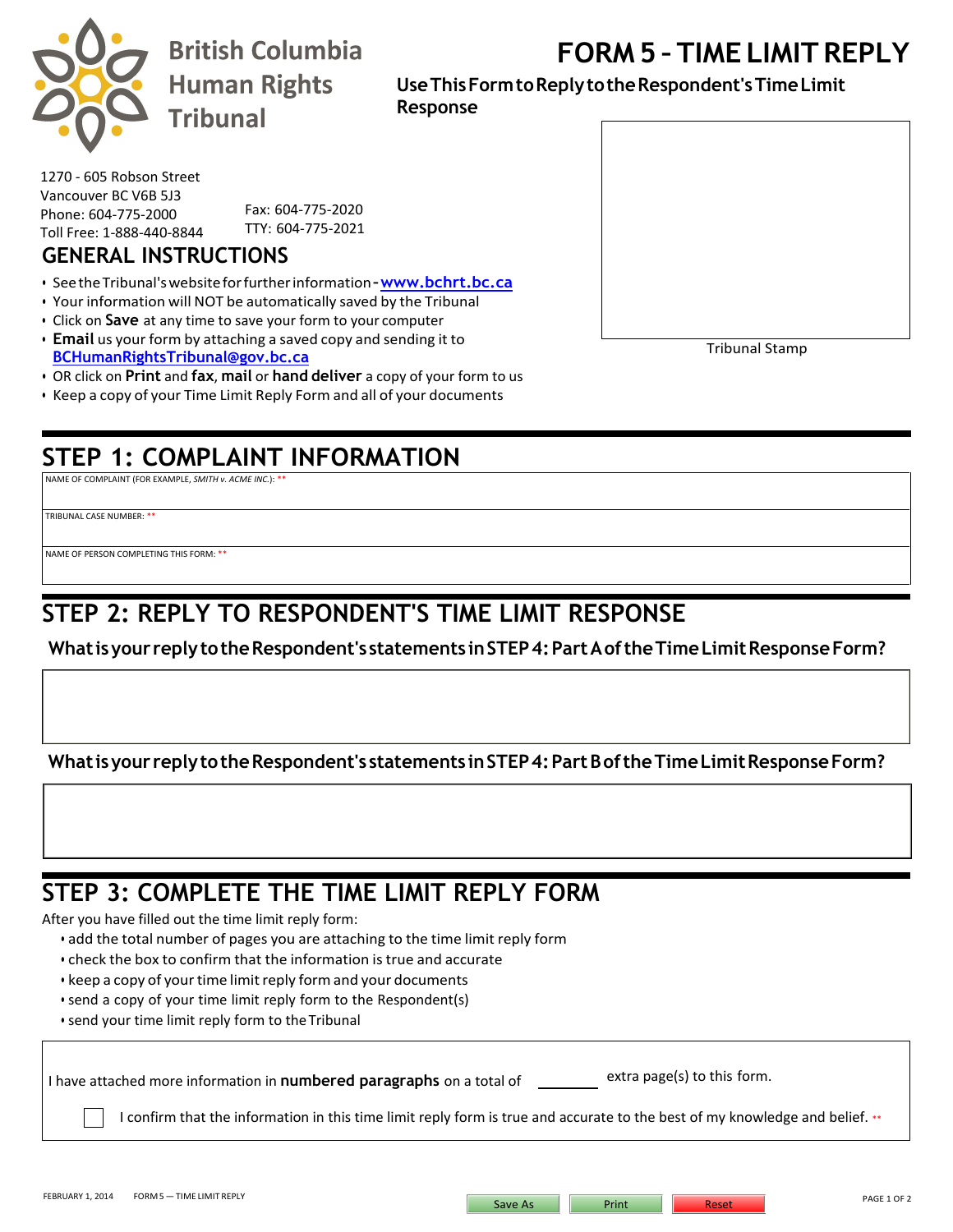British Columbia Human Rights Tribunal

# FORM 5 - TIME LIMIT REPLY

**Use This Form to Reply to the Respondent's Time Limit Response**

1270 - 605 Robson Street
Vancouver BC V6B 5J3
Phone: 604-775-2000
Toll Free: 1-888-440-8844
Fax: 604-775-2020
TTY: 604-775-2021

Tribunal Stamp

## GENERAL INSTRUCTIONS

- See the Tribunal's website for further information - www.bchrt.bc.ca
- Your information will NOT be automatically saved by the Tribunal
- Click on **Save** at any time to save your form to your computer
- **Email** us your form by attaching a saved copy and sending it to BCHumanRightsTribunal@gov.bc.ca
- OR click on **Print** and **fax**, **mail** or **hand deliver** a copy of your form to us
- Keep a copy of your Time Limit Reply Form and all of your documents

## STEP 1: COMPLAINT INFORMATION

NAME OF COMPLAINT (FOR EXAMPLE, *SMITH v. ACME INC.*): **

TRIBUNAL CASE NUMBER: **

NAME OF PERSON COMPLETING THIS FORM: **

## STEP 2: REPLY TO RESPONDENT'S TIME LIMIT RESPONSE

**What is your reply to the Respondent's statements in STEP 4: Part A of the Time Limit Response Form?**

**What is your reply to the Respondent's statements in STEP 4: Part B of the Time Limit Response Form?**

## STEP 3: COMPLETE THE TIME LIMIT REPLY FORM

After you have filled out the time limit reply form:

- add the total number of pages you are attaching to the time limit reply form
- check the box to confirm that the information is true and accurate
- keep a copy of your time limit reply form and your documents
- send a copy of your time limit reply form to the Respondent(s)
- send your time limit reply form to the Tribunal

I have attached more information in **numbered paragraphs** on a total of ______ extra page(s) to this form.

☐ I confirm that the information in this time limit reply form is true and accurate to the best of my knowledge and belief. **

FEBRUARY 1, 2014 FORM 5 — TIME LIMIT REPLY

Save As | Print | Reset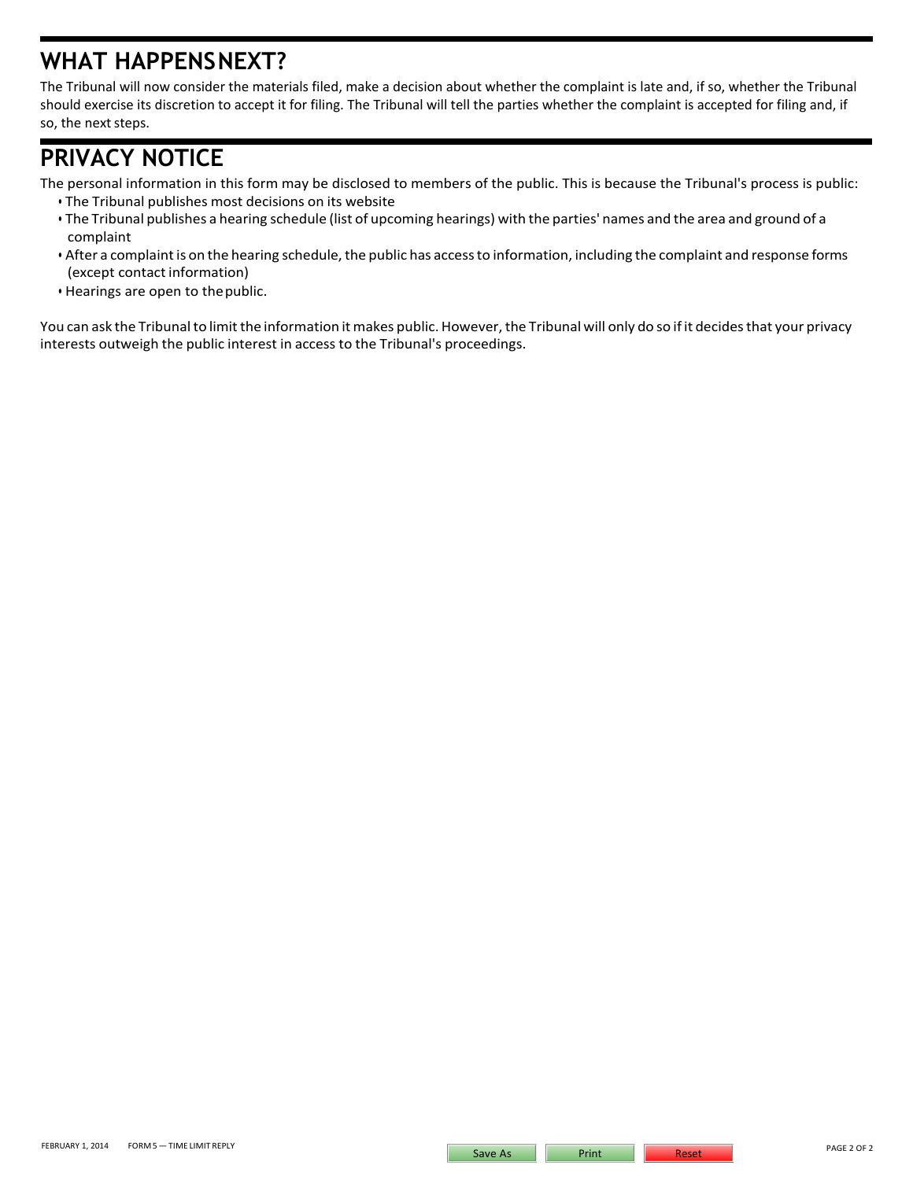## WHAT HAPPENS NEXT?

The Tribunal will now consider the materials filed, make a decision about whether the complaint is late and, if so, whether the Tribunal should exercise its discretion to accept it for filing. The Tribunal will tell the parties whether the complaint is accepted for filing and, if so, the next steps.

## PRIVACY NOTICE

The personal information in this form may be disclosed to members of the public. This is because the Tribunal's process is public:

- The Tribunal publishes most decisions on its website
- The Tribunal publishes a hearing schedule (list of upcoming hearings) with the parties' names and the area and ground of a complaint
- After a complaint is on the hearing schedule, the public has access to information, including the complaint and response forms (except contact information)
- Hearings are open to the public.

You can ask the Tribunal to limit the information it makes public. However, the Tribunal will only do so if it decides that your privacy interests outweigh the public interest in access to the Tribunal's proceedings.